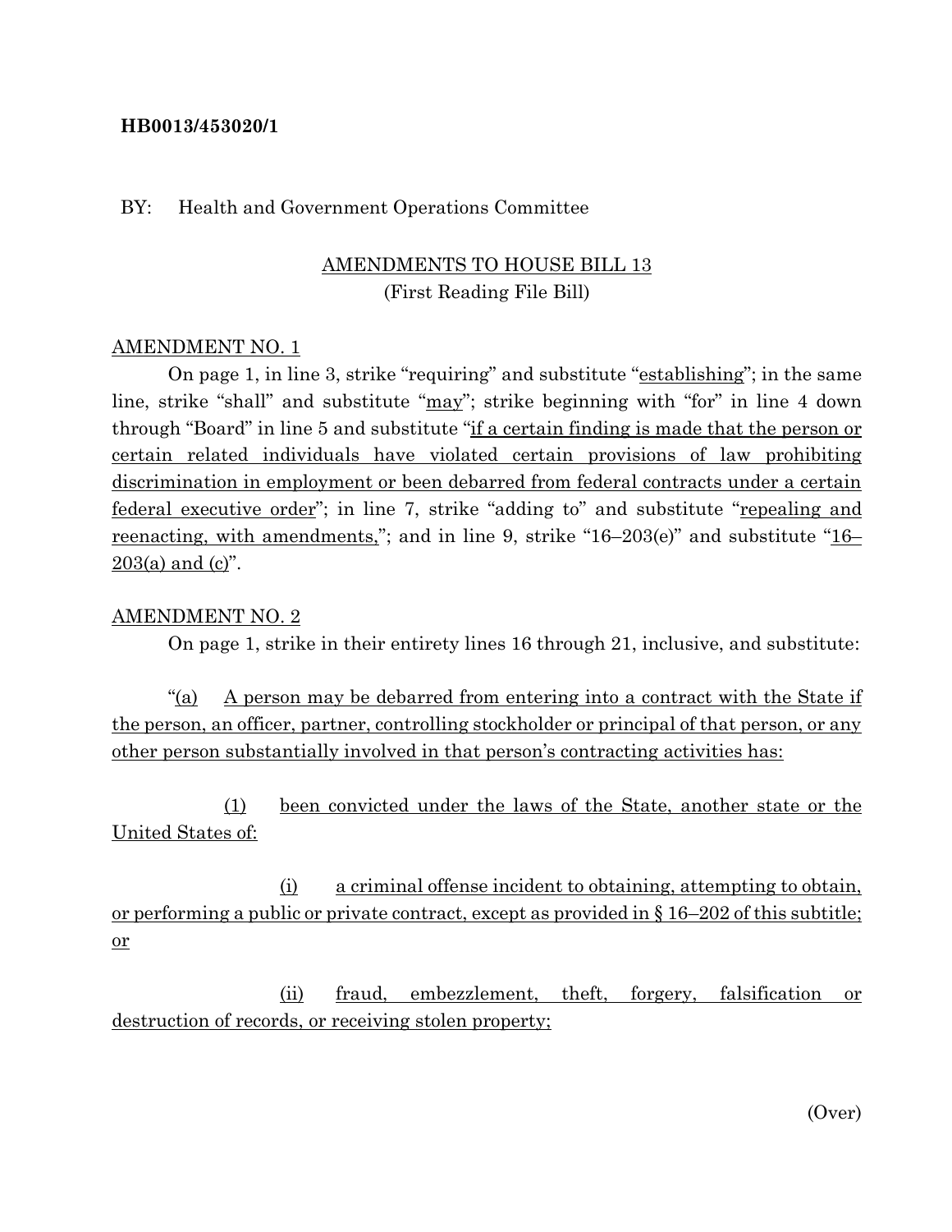**HB0013/453020/1**

BY: Health and Government Operations Committee

AMENDMENTS TO HOUSE BILL 13
(First Reading File Bill)

AMENDMENT NO. 1

On page 1, in line 3, strike "requiring" and substitute "establishing"; in the same line, strike "shall" and substitute "may"; strike beginning with "for" in line 4 down through "Board" in line 5 and substitute "if a certain finding is made that the person or certain related individuals have violated certain provisions of law prohibiting discrimination in employment or been debarred from federal contracts under a certain federal executive order"; in line 7, strike "adding to" and substitute "repealing and reenacting, with amendments,"; and in line 9, strike "16–203(e)" and substitute "16–203(a) and (c)".

AMENDMENT NO. 2

On page 1, strike in their entirety lines 16 through 21, inclusive, and substitute:

"(a) A person may be debarred from entering into a contract with the State if the person, an officer, partner, controlling stockholder or principal of that person, or any other person substantially involved in that person's contracting activities has:

(1) been convicted under the laws of the State, another state or the United States of:

(i) a criminal offense incident to obtaining, attempting to obtain, or performing a public or private contract, except as provided in § 16–202 of this subtitle; or

(ii) fraud, embezzlement, theft, forgery, falsification or destruction of records, or receiving stolen property;

(Over)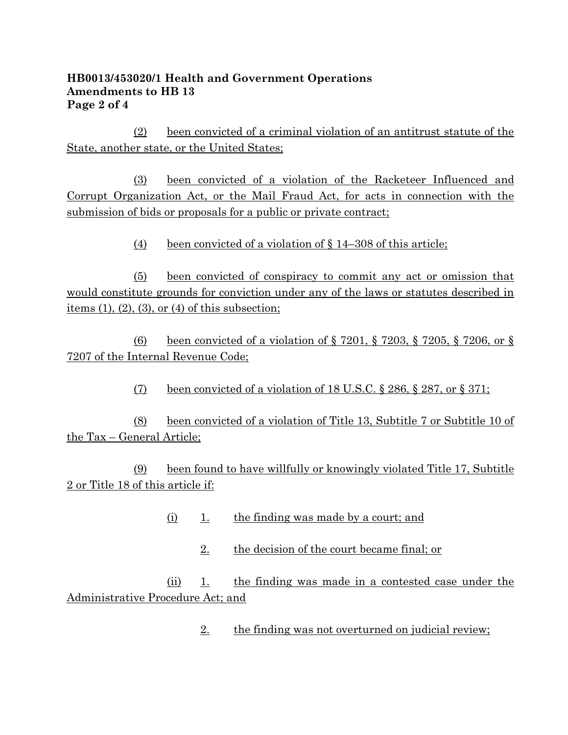(2) been convicted of a criminal violation of an antitrust statute of the State, another state, or the United States;

(3) been convicted of a violation of the Racketeer Influenced and Corrupt Organization Act, or the Mail Fraud Act, for acts in connection with the submission of bids or proposals for a public or private contract;

(4) been convicted of a violation of § 14–308 of this article;

(5) been convicted of conspiracy to commit any act or omission that would constitute grounds for conviction under any of the laws or statutes described in items (1), (2), (3), or (4) of this subsection;

(6) been convicted of a violation of § 7201, § 7203, § 7205, § 7206, or § 7207 of the Internal Revenue Code;

(7) been convicted of a violation of 18 U.S.C. § 286, § 287, or § 371;

(8) been convicted of a violation of Title 13, Subtitle 7 or Subtitle 10 of the Tax – General Article;

(9) been found to have willfully or knowingly violated Title 17, Subtitle 2 or Title 18 of this article if:

(i) 1. the finding was made by a court; and

2. the decision of the court became final; or

(ii) 1. the finding was made in a contested case under the Administrative Procedure Act; and

2. the finding was not overturned on judicial review;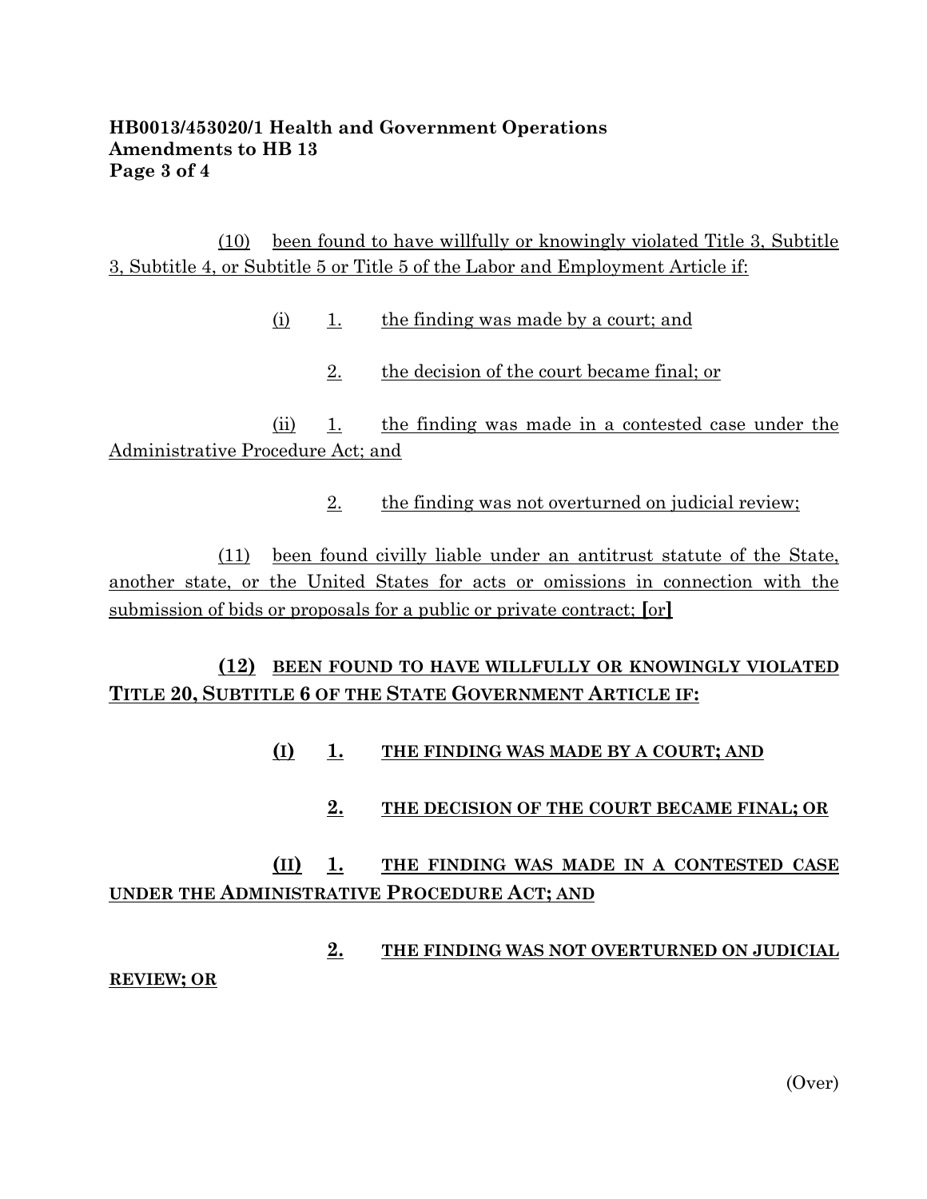(10) been found to have willfully or knowingly violated Title 3, Subtitle 3, Subtitle 4, or Subtitle 5 or Title 5 of the Labor and Employment Article if:

(i) 1. the finding was made by a court; and

2. the decision of the court became final; or

(ii) 1. the finding was made in a contested case under the Administrative Procedure Act; and

2. the finding was not overturned on judicial review;

(11) been found civilly liable under an antitrust statute of the State, another state, or the United States for acts or omissions in connection with the submission of bids or proposals for a public or private contract; [or]

**(12) BEEN FOUND TO HAVE WILLFULLY OR KNOWINGLY VIOLATED TITLE 20, SUBTITLE 6 OF THE STATE GOVERNMENT ARTICLE IF:**

**(I) 1. THE FINDING WAS MADE BY A COURT; AND**

**2. THE DECISION OF THE COURT BECAME FINAL; OR**

**(II) 1. THE FINDING WAS MADE IN A CONTESTED CASE UNDER THE ADMINISTRATIVE PROCEDURE ACT; AND**

**2. THE FINDING WAS NOT OVERTURNED ON JUDICIAL REVIEW; OR**

(Over)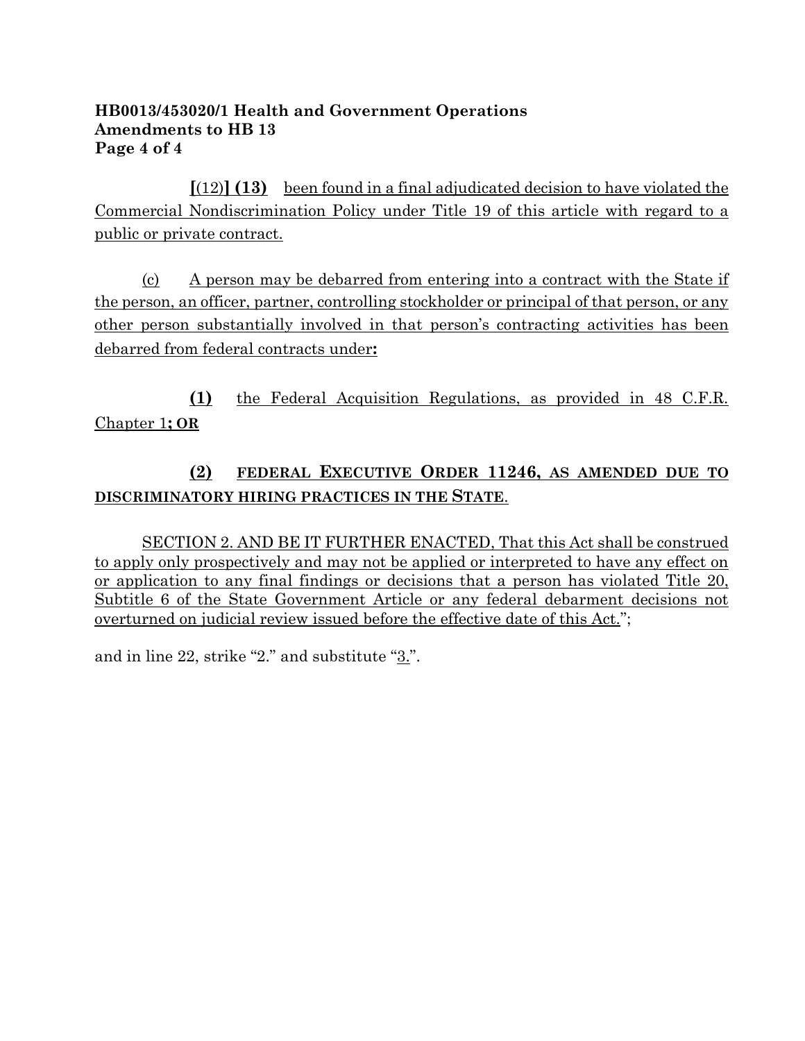**HB0013/453020/1 Health and Government Operations**
**Amendments to HB 13**

**[**(12)**] (13)** been found in a final adjudicated decision to have violated the Commercial Nondiscrimination Policy under Title 19 of this article with regard to a public or private contract.

(c) A person may be debarred from entering into a contract with the State if the person, an officer, partner, controlling stockholder or principal of that person, or any other person substantially involved in that person's contracting activities has been debarred from federal contracts under**:**

**(1)** the Federal Acquisition Regulations, as provided in 48 C.F.R. Chapter 1**; OR**

**(2) FEDERAL EXECUTIVE ORDER 11246, AS AMENDED DUE TO DISCRIMINATORY HIRING PRACTICES IN THE STATE**.

SECTION 2. AND BE IT FURTHER ENACTED, That this Act shall be construed to apply only prospectively and may not be applied or interpreted to have any effect on or application to any final findings or decisions that a person has violated Title 20, Subtitle 6 of the State Government Article or any federal debarment decisions not overturned on judicial review issued before the effective date of this Act.";

and in line 22, strike "2." and substitute "3.".